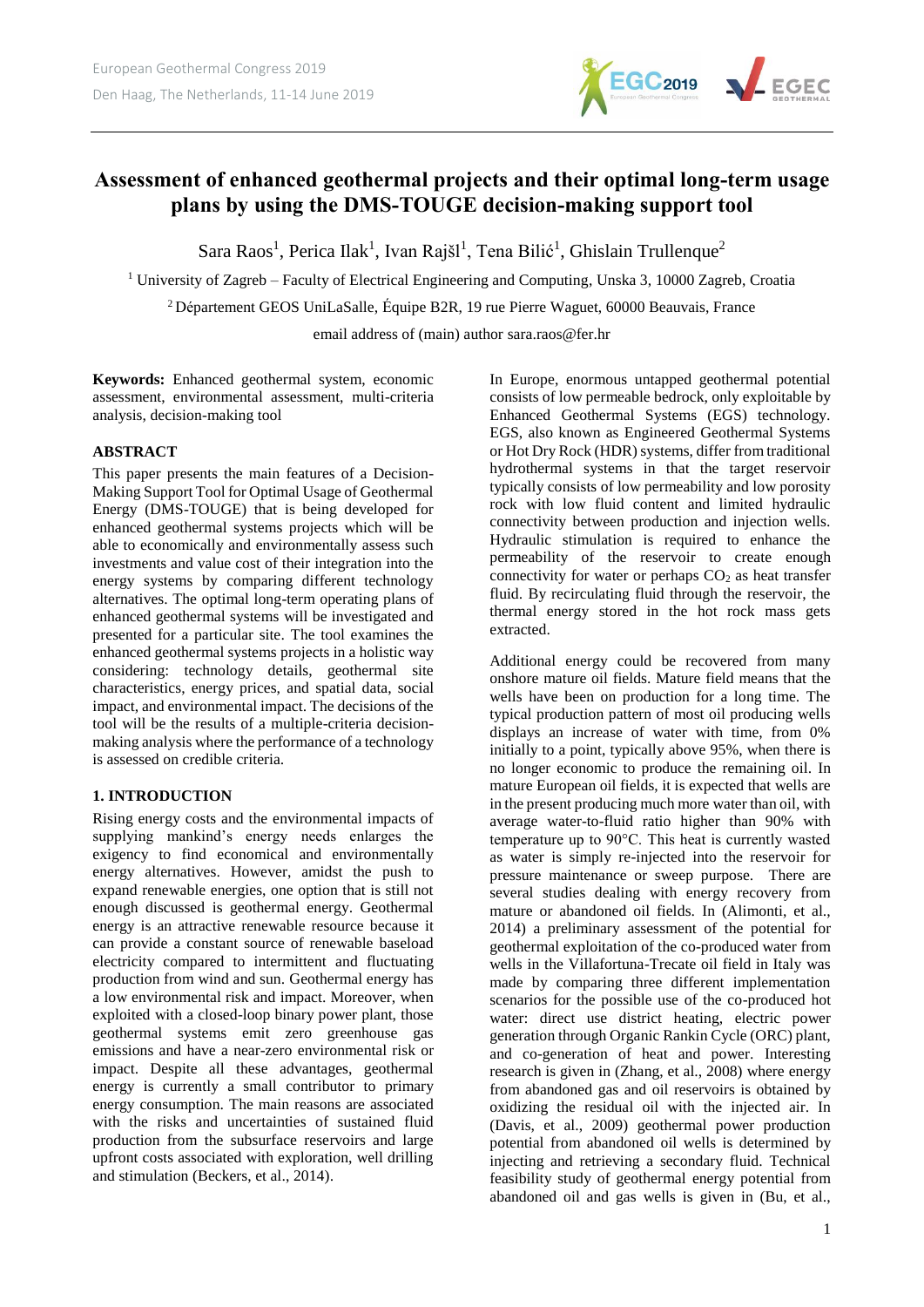# Assessment of enhanced geothermal projects and their optimal long-term usage plans by using the DMS-TOUGE decision-making support tool

Sara Raos[1], Perica Ilak[1], Ivan Rajšl[1], Tena Bilić[1], Ghislain Trullenque[2]

[1] University of Zagreb – Faculty of Electrical Engineering and Computing, Unska 3, 10000 Zagreb, Croatia

[2] Département GEOS UniLaSalle, Équipe B2R, 19 rue Pierre Waguet, 60000 Beauvais, France

email address of (main) author sara.raos@fer.hr

**Keywords:** Enhanced geothermal system, economic assessment, environmental assessment, multi-criteria analysis, decision-making tool

## ABSTRACT

This paper presents the main features of a Decision-Making Support Tool for Optimal Usage of Geothermal Energy (DMS-TOUGE) that is being developed for enhanced geothermal systems projects which will be able to economically and environmentally assess such investments and value cost of their integration into the energy systems by comparing different technology alternatives. The optimal long-term operating plans of enhanced geothermal systems will be investigated and presented for a particular site. The tool examines the enhanced geothermal systems projects in a holistic way considering: technology details, geothermal site characteristics, energy prices, and spatial data, social impact, and environmental impact. The decisions of the tool will be the results of a multiple-criteria decision-making analysis where the performance of a technology is assessed on credible criteria.

## 1. INTRODUCTION

Rising energy costs and the environmental impacts of supplying mankind's energy needs enlarges the exigency to find economical and environmentally energy alternatives. However, amidst the push to expand renewable energies, one option that is still not enough discussed is geothermal energy. Geothermal energy is an attractive renewable resource because it can provide a constant source of renewable baseload electricity compared to intermittent and fluctuating production from wind and sun. Geothermal energy has a low environmental risk and impact. Moreover, when exploited with a closed-loop binary power plant, those geothermal systems emit zero greenhouse gas emissions and have a near-zero environmental risk or impact. Despite all these advantages, geothermal energy is currently a small contributor to primary energy consumption. The main reasons are associated with the risks and uncertainties of sustained fluid production from the subsurface reservoirs and large upfront costs associated with exploration, well drilling and stimulation (Beckers, et al., 2014).

In Europe, enormous untapped geothermal potential consists of low permeable bedrock, only exploitable by Enhanced Geothermal Systems (EGS) technology. EGS, also known as Engineered Geothermal Systems or Hot Dry Rock (HDR) systems, differ from traditional hydrothermal systems in that the target reservoir typically consists of low permeability and low porosity rock with low fluid content and limited hydraulic connectivity between production and injection wells. Hydraulic stimulation is required to enhance the permeability of the reservoir to create enough connectivity for water or perhaps $CO_2$ as heat transfer fluid. By recirculating fluid through the reservoir, the thermal energy stored in the hot rock mass gets extracted.

Additional energy could be recovered from many onshore mature oil fields. Mature field means that the wells have been on production for a long time. The typical production pattern of most oil producing wells displays an increase of water with time, from 0% initially to a point, typically above 95%, when there is no longer economic to produce the remaining oil. In mature European oil fields, it is expected that wells are in the present producing much more water than oil, with average water-to-fluid ratio higher than 90% with temperature up to 90°C. This heat is currently wasted as water is simply re-injected into the reservoir for pressure maintenance or sweep purpose. There are several studies dealing with energy recovery from mature or abandoned oil fields. In (Alimonti, et al., 2014) a preliminary assessment of the potential for geothermal exploitation of the co-produced water from wells in the Villafortuna-Trecate oil field in Italy was made by comparing three different implementation scenarios for the possible use of the co-produced hot water: direct use district heating, electric power generation through Organic Rankin Cycle (ORC) plant, and co-generation of heat and power. Interesting research is given in (Zhang, et al., 2008) where energy from abandoned gas and oil reservoirs is obtained by oxidizing the residual oil with the injected air. In (Davis, et al., 2009) geothermal power production potential from abandoned oil wells is determined by injecting and retrieving a secondary fluid. Technical feasibility study of geothermal energy potential from abandoned oil and gas wells is given in (Bu, et al.,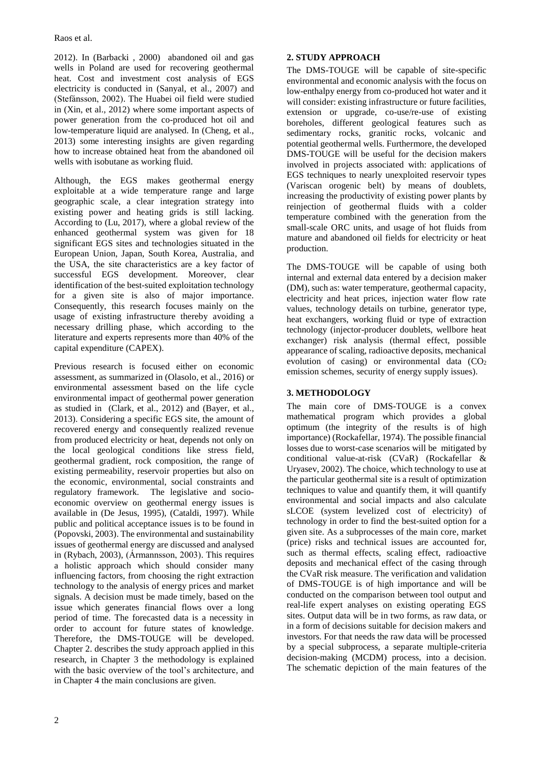2012). In (Barbacki , 2000) abandoned oil and gas wells in Poland are used for recovering geothermal heat. Cost and investment cost analysis of EGS electricity is conducted in (Sanyal, et al., 2007) and (Stefánsson, 2002). The Huabei oil field were studied in (Xin, et al., 2012) where some important aspects of power generation from the co-produced hot oil and low-temperature liquid are analysed. In (Cheng, et al., 2013) some interesting insights are given regarding how to increase obtained heat from the abandoned oil wells with isobutane as working fluid.

Although, the EGS makes geothermal energy exploitable at a wide temperature range and large geographic scale, a clear integration strategy into existing power and heating grids is still lacking. According to (Lu, 2017), where a global review of the enhanced geothermal system was given for 18 significant EGS sites and technologies situated in the European Union, Japan, South Korea, Australia, and the USA, the site characteristics are a key factor of successful EGS development. Moreover, clear identification of the best-suited exploitation technology for a given site is also of major importance. Consequently, this research focuses mainly on the usage of existing infrastructure thereby avoiding a necessary drilling phase, which according to the literature and experts represents more than 40% of the capital expenditure (CAPEX).

Previous research is focused either on economic assessment, as summarized in (Olasolo, et al., 2016) or environmental assessment based on the life cycle environmental impact of geothermal power generation as studied in (Clark, et al., 2012) and (Bayer, et al., 2013). Considering a specific EGS site, the amount of recovered energy and consequently realized revenue from produced electricity or heat, depends not only on the local geological conditions like stress field, geothermal gradient, rock composition, the range of existing permeability, reservoir properties but also on the economic, environmental, social constraints and regulatory framework. The legislative and socio-economic overview on geothermal energy issues is available in (De Jesus, 1995), (Cataldi, 1997). While public and political acceptance issues is to be found in (Popovski, 2003). The environmental and sustainability issues of geothermal energy are discussed and analysed in (Rybach, 2003), (Ármannsson, 2003). This requires a holistic approach which should consider many influencing factors, from choosing the right extraction technology to the analysis of energy prices and market signals. A decision must be made timely, based on the issue which generates financial flows over a long period of time. The forecasted data is a necessity in order to account for future states of knowledge. Therefore, the DMS-TOUGE will be developed. Chapter 2. describes the study approach applied in this research, in Chapter 3 the methodology is explained with the basic overview of the tool's architecture, and in Chapter 4 the main conclusions are given.

## 2. STUDY APPROACH

The DMS-TOUGE will be capable of site-specific environmental and economic analysis with the focus on low-enthalpy energy from co-produced hot water and it will consider: existing infrastructure or future facilities, extension or upgrade, co-use/re-use of existing boreholes, different geological features such as sedimentary rocks, granitic rocks, volcanic and potential geothermal wells. Furthermore, the developed DMS-TOUGE will be useful for the decision makers involved in projects associated with: applications of EGS techniques to nearly unexploited reservoir types (Variscan orogenic belt) by means of doublets, increasing the productivity of existing power plants by reinjection of geothermal fluids with a colder temperature combined with the generation from the small-scale ORC units, and usage of hot fluids from mature and abandoned oil fields for electricity or heat production.

The DMS-TOUGE will be capable of using both internal and external data entered by a decision maker (DM), such as: water temperature, geothermal capacity, electricity and heat prices, injection water flow rate values, technology details on turbine, generator type, heat exchangers, working fluid or type of extraction technology (injector-producer doublets, wellbore heat exchanger) risk analysis (thermal effect, possible appearance of scaling, radioactive deposits, mechanical evolution of casing) or environmental data ($CO_2$ emission schemes, security of energy supply issues).

## 3. METHODOLOGY

The main core of DMS-TOUGE is a convex mathematical program which provides a global optimum (the integrity of the results is of high importance) (Rockafellar, 1974). The possible financial losses due to worst-case scenarios will be mitigated by conditional value-at-risk (CVaR) (Rockafellar & Uryasev, 2002). The choice, which technology to use at the particular geothermal site is a result of optimization techniques to value and quantify them, it will quantify environmental and social impacts and also calculate sLCOE (system levelized cost of electricity) of technology in order to find the best-suited option for a given site. As a subprocesses of the main core, market (price) risks and technical issues are accounted for, such as thermal effects, scaling effect, radioactive deposits and mechanical effect of the casing through the CVaR risk measure. The verification and validation of DMS-TOUGE is of high importance and will be conducted on the comparison between tool output and real-life expert analyses on existing operating EGS sites. Output data will be in two forms, as raw data, or in a form of decisions suitable for decision makers and investors. For that needs the raw data will be processed by a special subprocess, a separate multiple-criteria decision-making (MCDM) process, into a decision. The schematic depiction of the main features of the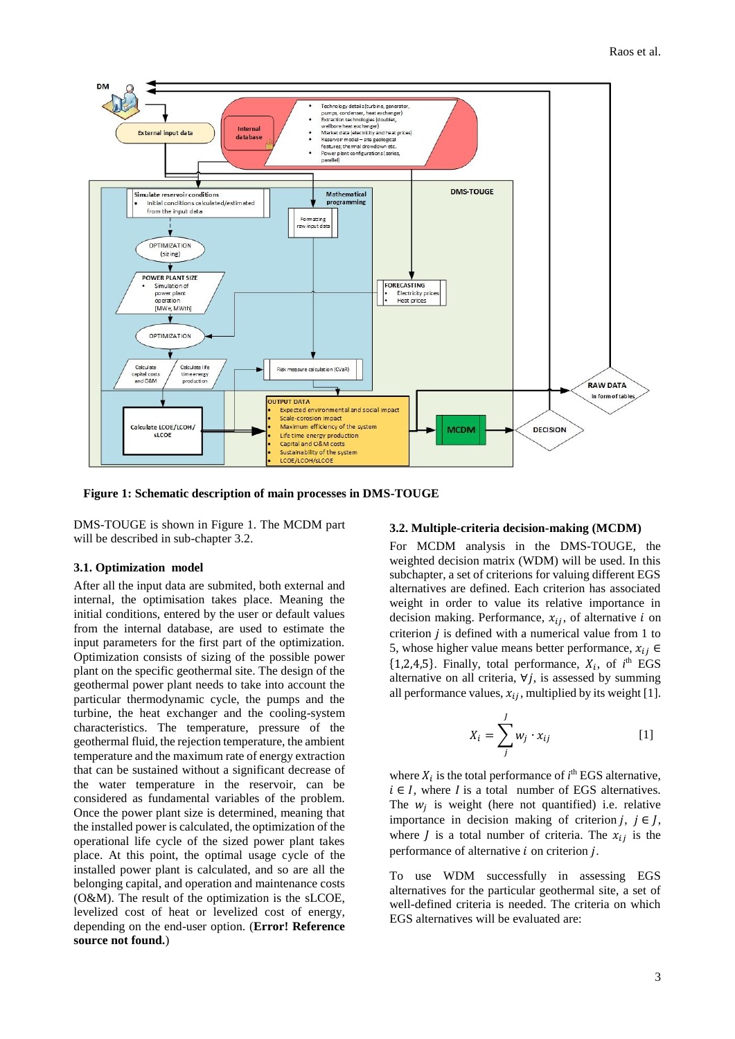Figure 1: Schematic description of main processes in DMS-TOUGE

DMS-TOUGE is shown in Figure 1. The MCDM part will be described in sub-chapter 3.2.

### 3.1. Optimization model

After all the input data are submited, both external and internal, the optimisation takes place. Meaning the initial conditions, entered by the user or default values from the internal database, are used to estimate the input parameters for the first part of the optimization. Optimization consists of sizing of the possible power plant on the specific geothermal site. The design of the geothermal power plant needs to take into account the particular thermodynamic cycle, the pumps and the turbine, the heat exchanger and the cooling-system characteristics. The temperature, pressure of the geothermal fluid, the rejection temperature, the ambient temperature and the maximum rate of energy extraction that can be sustained without a significant decrease of the water temperature in the reservoir, can be considered as fundamental variables of the problem. Once the power plant size is determined, meaning that the installed power is calculated, the optimization of the operational life cycle of the sized power plant takes place. At this point, the optimal usage cycle of the installed power plant is calculated, and so are all the belonging capital, and operation and maintenance costs (O&M). The result of the optimization is the sLCOE, levelized cost of heat or levelized cost of energy, depending on the end-user option. (**Error! Reference source not found.**)

### 3.2. Multiple-criteria decision-making (MCDM)

For MCDM analysis in the DMS-TOUGE, the weighted decision matrix (WDM) will be used. In this subchapter, a set of criterions for valuing different EGS alternatives are defined. Each criterion has associated weight in order to value its relative importance in decision making. Performance, $x_{ij}$, of alternative $i$ on criterion $j$ is defined with a numerical value from 1 to 5, whose higher value means better performance, $x_{ij} \in \{1,2,4,5\}$. Finally, total performance, $X_i$, of $i^{th}$ EGS alternative on all criteria, $\forall j$, is assessed by summing all performance values, $x_{ij}$, multiplied by its weight [1].

$$X_i = \sum_{j}^{J} w_j \cdot x_{ij} \qquad [1]$$

where $X_i$ is the total performance of $i^{th}$ EGS alternative, $i \in I$, where $I$ is a total number of EGS alternatives. The $w_j$ is weight (here not quantified) i.e. relative importance in decision making of criterion $j$, $j \in J$, where $J$ is a total number of criteria. The $x_{ij}$ is the performance of alternative $i$ on criterion $j$.

To use WDM successfully in assessing EGS alternatives for the particular geothermal site, a set of well-defined criteria is needed. The criteria on which EGS alternatives will be evaluated are: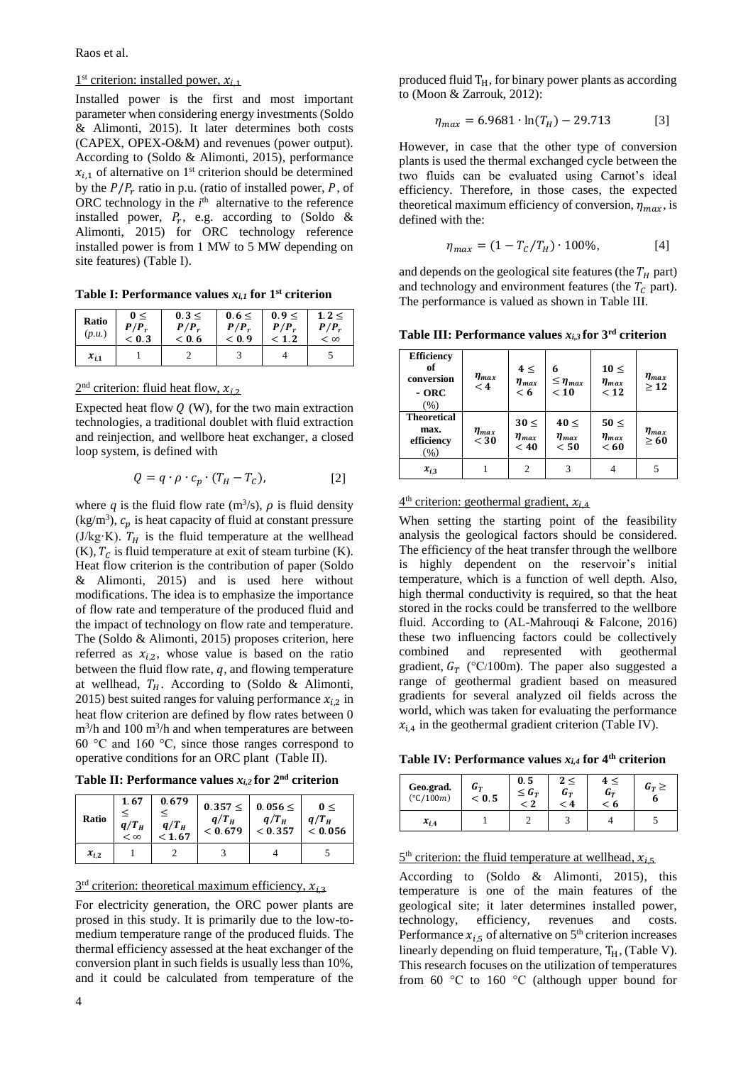1st criterion: installed power, $x_{i,1}$

Installed power is the first and most important parameter when considering energy investments (Soldo & Alimonti, 2015). It later determines both costs (CAPEX, OPEX-O&M) and revenues (power output). According to (Soldo & Alimonti, 2015), performance $x_{i,1}$ of alternative on 1st criterion should be determined by the $P/P_r$ ratio in p.u. (ratio of installed power, $P$, of ORC technology in the $i$th alternative to the reference installed power, $P_r$, e.g. according to (Soldo & Alimonti, 2015) for ORC technology reference installed power is from 1 MW to 5 MW depending on site features) (Table I).

**Table I: Performance values $x_{i,1}$ for 1st criterion**

| Ratio (p.u.) | $0 \leq P/P_r < 0.3$ | $0.3 \leq P/P_r < 0.6$ | $0.6 \leq P/P_r < 0.9$ | $0.9 \leq P/P_r < 1.2$ | $1.2 \leq P/P_r < \infty$ |
|---|---|---|---|---|---|
| $x_{i,1}$ | 1 | 2 | 3 | 4 | 5 |

2nd criterion: fluid heat flow, $x_{i,2}$

Expected heat flow $Q$ (W), for the two main extraction technologies, a traditional doublet with fluid extraction and reinjection, and wellbore heat exchanger, a closed loop system, is defined with

$$Q = q \cdot \rho \cdot c_p \cdot (T_H - T_C), \qquad [2]$$

where $q$ is the fluid flow rate (m$^3$/s), $\rho$ is fluid density (kg/m$^3$), $c_p$ is heat capacity of fluid at constant pressure (J/kg·K). $T_H$ is the fluid temperature at the wellhead (K), $T_C$ is fluid temperature at exit of steam turbine (K). Heat flow criterion is the contribution of paper (Soldo & Alimonti, 2015) and is used here without modifications. The idea is to emphasize the importance of flow rate and temperature of the produced fluid and the impact of technology on flow rate and temperature. The (Soldo & Alimonti, 2015) proposes criterion, here referred as $x_{i,2}$, whose value is based on the ratio between the fluid flow rate, $q$, and flowing temperature at wellhead, $T_H$. According to (Soldo & Alimonti, 2015) best suited ranges for valuing performance $x_{i,2}$ in heat flow criterion are defined by flow rates between 0 m$^3$/h and 100 m$^3$/h and when temperatures are between 60 °C and 160 °C, since those ranges correspond to operative conditions for an ORC plant (Table II).

**Table II: Performance values $x_{i,2}$ for 2nd criterion**

| Ratio | $1.67 \leq q/T_H < \infty$ | $0.679 \leq q/T_H < 1.67$ | $0.357 \leq q/T_H < 0.679$ | $0.056 \leq q/T_H < 0.357$ | $0 \leq q/T_H < 0.056$ |
|---|---|---|---|---|---|
| $x_{i,2}$ | 1 | 2 | 3 | 4 | 5 |

3rd criterion: theoretical maximum efficiency, $x_{i,3}$

For electricity generation, the ORC power plants are prosed in this study. It is primarily due to the low-to-medium temperature range of the produced fluids. The thermal efficiency assessed at the heat exchanger of the conversion plant in such fields is usually less than 10%, and it could be calculated from temperature of the produced fluid $T_H$, for binary power plants as according to (Moon & Zarrouk, 2012):

$$\eta_{max} = 6.9681 \cdot \ln(T_H) - 29.713 \qquad [3]$$

However, in case that the other type of conversion plants is used the thermal exchanged cycle between the two fluids can be evaluated using Carnot's ideal efficiency. Therefore, in those cases, the expected theoretical maximum efficiency of conversion, $\eta_{max}$, is defined with the:

$$\eta_{max} = (1 - T_C/T_H) \cdot 100\%, \qquad [4]$$

and depends on the geological site features (the $T_H$ part) and technology and environment features (the $T_C$ part). The performance is valued as shown in Table III.

**Table III: Performance values $x_{i,3}$ for 3rd criterion**

| Efficiency of conversion - ORC (%) | $\eta_{max} < 4$ | $4 \leq \eta_{max} < 6$ | $6 \leq \eta_{max} < 10$ | $10 \leq \eta_{max} < 12$ | $\eta_{max} \geq 12$ |
|---|---|---|---|---|---|
| Theoretical max. efficiency (%) | $\eta_{max} < 30$ | $30 \leq \eta_{max} < 40$ | $40 \leq \eta_{max} < 50$ | $50 \leq \eta_{max} < 60$ | $\eta_{max} \geq 60$ |
| $x_{i,3}$ | 1 | 2 | 3 | 4 | 5 |

4th criterion: geothermal gradient, $x_{i,4}$

When setting the starting point of the feasibility analysis the geological factors should be considered. The efficiency of the heat transfer through the wellbore is highly dependent on the reservoir's initial temperature, which is a function of well depth. Also, high thermal conductivity is required, so that the heat stored in the rocks could be transferred to the wellbore fluid. According to (AL-Mahrouqi & Falcone, 2016) these two influencing factors could be collectively combined and represented with geothermal gradient, $G_T$ (°C/100m). The paper also suggested a range of geothermal gradient based on measured gradients for several analyzed oil fields across the world, which was taken for evaluating the performance $x_{i,4}$ in the geothermal gradient criterion (Table IV).

**Table IV: Performance values $x_{i,4}$ for 4th criterion**

| Geo.grad. (°C/100m) | $G_T < 0.5$ | $0.5 \leq G_T < 2$ | $2 \leq G_T < 4$ | $4 \leq G_T < 6$ | $G_T \geq 6$ |
|---|---|---|---|---|---|
| $x_{i,4}$ | 1 | 2 | 3 | 4 | 5 |

5th criterion: the fluid temperature at wellhead, $x_{i,5}$

According to (Soldo & Alimonti, 2015), this temperature is one of the main features of the geological site; it later determines installed power, technology, efficiency, revenues and costs. Performance $x_{i,5}$ of alternative on 5th criterion increases linearly depending on fluid temperature, $T_H$, (Table V). This research focuses on the utilization of temperatures from 60 °C to 160 °C (although upper bound for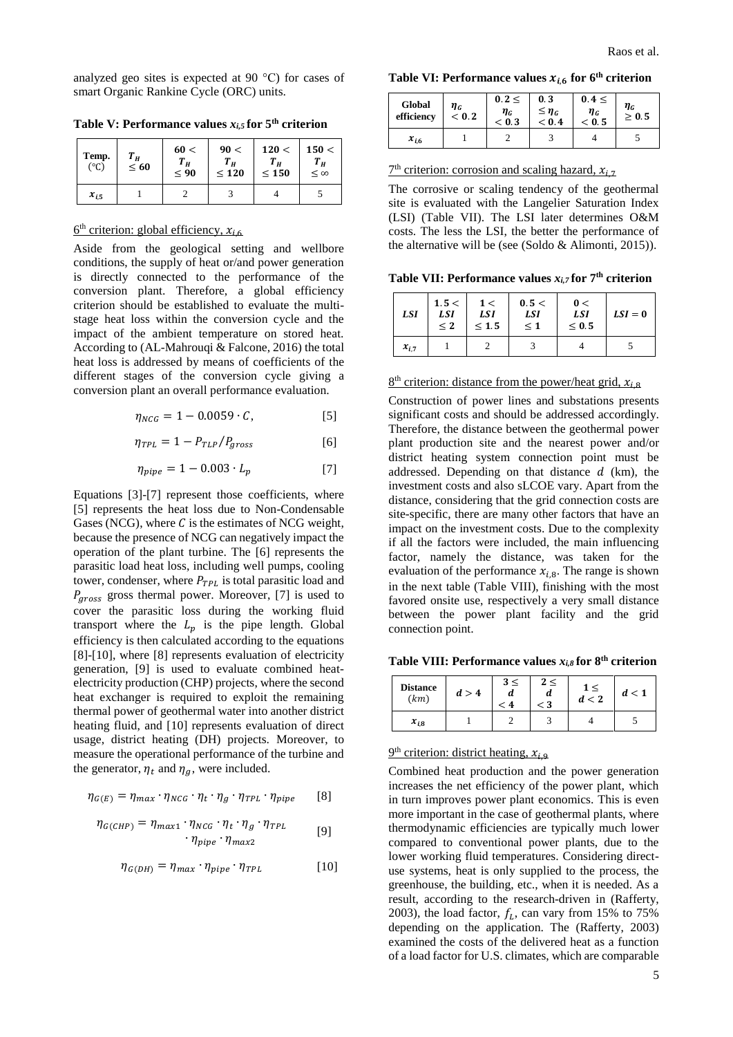analyzed geo sites is expected at 90 °C) for cases of smart Organic Rankine Cycle (ORC) units.

**Table V: Performance values $x_{i,5}$ for 5th criterion**

| Temp. (°C) | $T_H \leq 60$ | $60 < T_H \leq 90$ | $90 < T_H \leq 120$ | $120 < T_H \leq 150$ | $150 < T_H \leq \infty$ |
|---|---|---|---|---|---|
| $x_{i,5}$ | 1 | 2 | 3 | 4 | 5 |

6th criterion: global efficiency, $x_{i,6}$

Aside from the geological setting and wellbore conditions, the supply of heat or/and power generation is directly connected to the performance of the conversion plant. Therefore, a global efficiency criterion should be established to evaluate the multi-stage heat loss within the conversion cycle and the impact of the ambient temperature on stored heat. According to (AL-Mahrouqi & Falcone, 2016) the total heat loss is addressed by means of coefficients of the different stages of the conversion cycle giving a conversion plant an overall performance evaluation.

$$\eta_{NCG} = 1 - 0.0059 \cdot C, \quad [5]$$

$$\eta_{TPL} = 1 - P_{TLP}/P_{gross} \quad [6]$$

$$\eta_{pipe} = 1 - 0.003 \cdot L_p \quad [7]$$

Equations [3]-[7] represent those coefficients, where [5] represents the heat loss due to Non-Condensable Gases (NCG), where $C$ is the estimates of NCG weight, because the presence of NCG can negatively impact the operation of the plant turbine. The [6] represents the parasitic load heat loss, including well pumps, cooling tower, condenser, where $P_{TPL}$ is total parasitic load and $P_{gross}$ gross thermal power. Moreover, [7] is used to cover the parasitic loss during the working fluid transport where the $L_p$ is the pipe length. Global efficiency is then calculated according to the equations [8]-[10], where [8] represents evaluation of electricity generation, [9] is used to evaluate combined heat-electricity production (CHP) projects, where the second heat exchanger is required to exploit the remaining thermal power of geothermal water into another district heating fluid, and [10] represents evaluation of direct usage, district heating (DH) projects. Moreover, to measure the operational performance of the turbine and the generator, $\eta_t$ and $\eta_g$, were included.

$$\eta_{G(E)} = \eta_{max} \cdot \eta_{NCG} \cdot \eta_t \cdot \eta_g \cdot \eta_{TPL} \cdot \eta_{pipe} \quad [8]$$

$$\eta_{G(CHP)} = \eta_{max1} \cdot \eta_{NCG} \cdot \eta_t \cdot \eta_g \cdot \eta_{TPL} \cdot \eta_{pipe} \cdot \eta_{max2} \quad [9]$$

$$\eta_{G(DH)} = \eta_{max} \cdot \eta_{pipe} \cdot \eta_{TPL} \quad [10]$$

**Table VI: Performance values $x_{i,6}$ for 6th criterion**

| Global efficiency | $\eta_G < 0.2$ | $0.2 \leq \eta_G < 0.3$ | $0.3 \leq \eta_G < 0.4$ | $0.4 \leq \eta_G < 0.5$ | $\eta_G \geq 0.5$ |
|---|---|---|---|---|---|
| $x_{i,6}$ | 1 | 2 | 3 | 4 | 5 |

7th criterion: corrosion and scaling hazard, $x_{i,7}$

The corrosive or scaling tendency of the geothermal site is evaluated with the Langelier Saturation Index (LSI) (Table VII). The LSI later determines O&M costs. The less the LSI, the better the performance of the alternative will be (see (Soldo & Alimonti, 2015)).

**Table VII: Performance values $x_{i,7}$ for 7th criterion**

| LSI | $1.5 < LSI \leq 2$ | $1 < LSI \leq 1.5$ | $0.5 < LSI \leq 1$ | $0 < LSI \leq 0.5$ | $LSI = 0$ |
|---|---|---|---|---|---|
| $x_{i,7}$ | 1 | 2 | 3 | 4 | 5 |

8th criterion: distance from the power/heat grid, $x_{i,8}$

Construction of power lines and substations presents significant costs and should be addressed accordingly. Therefore, the distance between the geothermal power plant production site and the nearest power and/or district heating system connection point must be addressed. Depending on that distance $d$ (km), the investment costs and also sLCOE vary. Apart from the distance, considering that the grid connection costs are site-specific, there are many other factors that have an impact on the investment costs. Due to the complexity if all the factors were included, the main influencing factor, namely the distance, was taken for the evaluation of the performance $x_{i,8}$. The range is shown in the next table (Table VIII), finishing with the most favored onsite use, respectively a very small distance between the power plant facility and the grid connection point.

**Table VIII: Performance values $x_{i,8}$ for 8th criterion**

| Distance (km) | $d > 4$ | $3 \leq d < 4$ | $2 \leq d < 3$ | $1 \leq d < 2$ | $d < 1$ |
|---|---|---|---|---|---|
| $x_{i8}$ | 1 | 2 | 3 | 4 | 5 |

9th criterion: district heating, $x_{i,9}$

Combined heat production and the power generation increases the net efficiency of the power plant, which in turn improves power plant economics. This is even more important in the case of geothermal plants, where thermodynamic efficiencies are typically much lower compared to conventional power plants, due to the lower working fluid temperatures. Considering direct-use systems, heat is only supplied to the process, the greenhouse, the building, etc., when it is needed. As a result, according to the research-driven in (Rafferty, 2003), the load factor, $f_L$, can vary from 15% to 75% depending on the application. The (Rafferty, 2003) examined the costs of the delivered heat as a function of a load factor for U.S. climates, which are comparable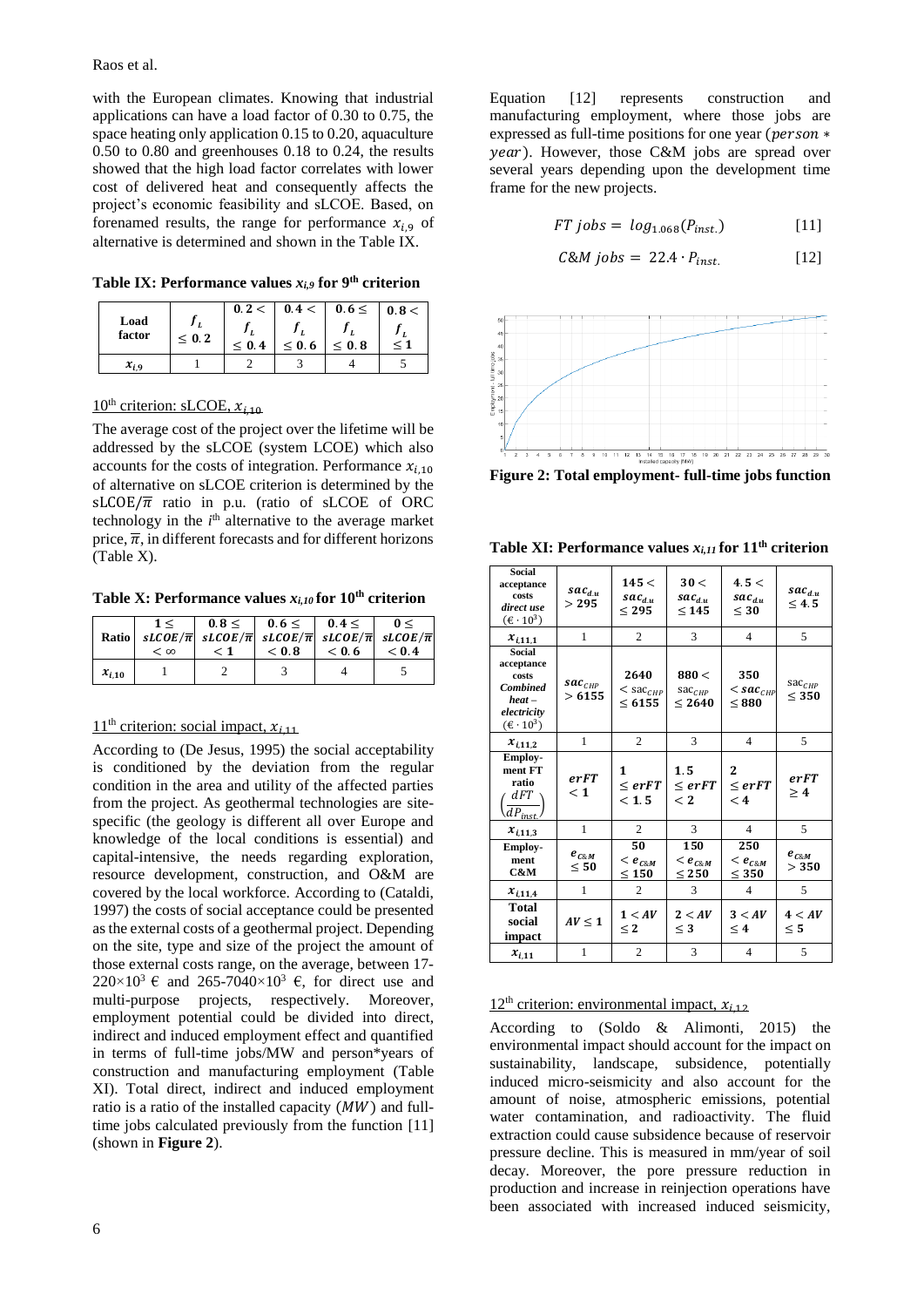with the European climates. Knowing that industrial applications can have a load factor of 0.30 to 0.75, the space heating only application 0.15 to 0.20, aquaculture 0.50 to 0.80 and greenhouses 0.18 to 0.24, the results showed that the high load factor correlates with lower cost of delivered heat and consequently affects the project's economic feasibility and sLCOE. Based, on forenamed results, the range for performance $x_{i,9}$ of alternative is determined and shown in the Table IX.

**Table IX: Performance values $x_{i,9}$ for 9th criterion**

| Load factor | $f_L \leq 0.2$ | $0.2 < f_L \leq 0.4$ | $0.4 < f_L \leq 0.6$ | $0.6 \leq f_L \leq 0.8$ | $0.8 < f_L \leq 1$ |
|---|---|---|---|---|---|
| $x_{i,9}$ | 1 | 2 | 3 | 4 | 5 |

10th criterion: sLCOE, $x_{i,10}$

The average cost of the project over the lifetime will be addressed by the sLCOE (system LCOE) which also accounts for the costs of integration. Performance $x_{i,10}$ of alternative on sLCOE criterion is determined by the $\text{sLCOE}/\bar{\pi}$ ratio in p.u. (ratio of sLCOE of ORC technology in the $i$th alternative to the average market price, $\bar{\pi}$, in different forecasts and for different horizons (Table X).

**Table X: Performance values $x_{i,10}$ for 10th criterion**

| Ratio | $1 \leq sLCOE/\bar{\pi} < \infty$ | $0.8 \leq sLCOE/\bar{\pi} < 1$ | $0.6 \leq sLCOE/\bar{\pi} < 0.8$ | $0.4 \leq sLCOE/\bar{\pi} < 0.6$ | $0 \leq sLCOE/\bar{\pi} < 0.4$ |
|---|---|---|---|---|---|
| $x_{i,10}$ | 1 | 2 | 3 | 4 | 5 |

11th criterion: social impact, $x_{i,11}$

According to (De Jesus, 1995) the social acceptability is conditioned by the deviation from the regular condition in the area and utility of the affected parties from the project. As geothermal technologies are site-specific (the geology is different all over Europe and knowledge of the local conditions is essential) and capital-intensive, the needs regarding exploration, resource development, construction, and O&M are covered by the local workforce. According to (Cataldi, 1997) the costs of social acceptance could be presented as the external costs of a geothermal project. Depending on the site, type and size of the project the amount of those external costs range, on the average, between 17-220×10³ € and 265-7040×10³ €, for direct use and multi-purpose projects, respectively. Moreover, employment potential could be divided into direct, indirect and induced employment effect and quantified in terms of full-time jobs/MW and person*years of construction and manufacturing employment (Table XI). Total direct, indirect and induced employment ratio is a ratio of the installed capacity ($MW$) and full-time jobs calculated previously from the function [11] (shown in **Figure 2**).

Equation [12] represents construction and manufacturing employment, where those jobs are expressed as full-time positions for one year ($person * year$). However, those C&M jobs are spread over several years depending upon the development time frame for the new projects.

$$FT\ jobs = \log_{1.068}(P_{inst.}) \qquad [11]$$

$$C\&M\ jobs = 22.4 \cdot P_{inst.} \qquad [12]$$

**Figure 2: Total employment- full-time jobs function**

**Table XI: Performance values $x_{i,11}$ for 11th criterion**

| Social acceptance costs *direct use* ($€ \cdot 10^3$) | $sac_{d.u} > 295$ | $145 < sac_{d.u} \leq 295$ | $30 < sac_{d.u} \leq 145$ | $4.5 < sac_{d.u} \leq 30$ | $sac_{d.u} \leq 4.5$ |
|---|---|---|---|---|---|
| $x_{i,11,1}$ | 1 | 2 | 3 | 4 | 5 |
| Social acceptance costs *Combined heat – electricity* ($€ \cdot 10^3$) | $sac_{CHP} > 6155$ | $2640 < sac_{CHP} \leq 6155$ | $880 < sac_{CHP} \leq 2640$ | $350 < sac_{CHP} \leq 880$ | $sac_{CHP} \leq 350$ |
| $x_{i,11,2}$ | 1 | 2 | 3 | 4 | 5 |
| Employment FT ratio $\left(\frac{dFT}{dP_{inst.}}\right)$ | $erFT < 1$ | $1 \leq erFT < 1.5$ | $1.5 \leq erFT < 2$ | $2 \leq erFT < 4$ | $erFT \geq 4$ |
| $x_{i,11,3}$ | 1 | 2 | 3 | 4 | 5 |
| Employment C&M | $e_{C\&M} \leq 50$ | $50 < e_{C\&M} \leq 150$ | $150 < e_{C\&M} \leq 250$ | $250 < e_{C\&M} \leq 350$ | $e_{C\&M} > 350$ |
| $x_{i,11,4}$ | 1 | 2 | 3 | 4 | 5 |
| Total social impact | $AV \leq 1$ | $1 < AV \leq 2$ | $2 < AV \leq 3$ | $3 < AV \leq 4$ | $4 < AV \leq 5$ |
| $x_{i,11}$ | 1 | 2 | 3 | 4 | 5 |

12th criterion: environmental impact, $x_{i,12}$

According to (Soldo & Alimonti, 2015) the environmental impact should account for the impact on sustainability, landscape, subsidence, potentially induced micro-seismicity and also account for the amount of noise, atmospheric emissions, potential water contamination, and radioactivity. The fluid extraction could cause subsidence because of reservoir pressure decline. This is measured in mm/year of soil decay. Moreover, the pore pressure reduction in production and increase in reinjection operations have been associated with increased induced seismicity,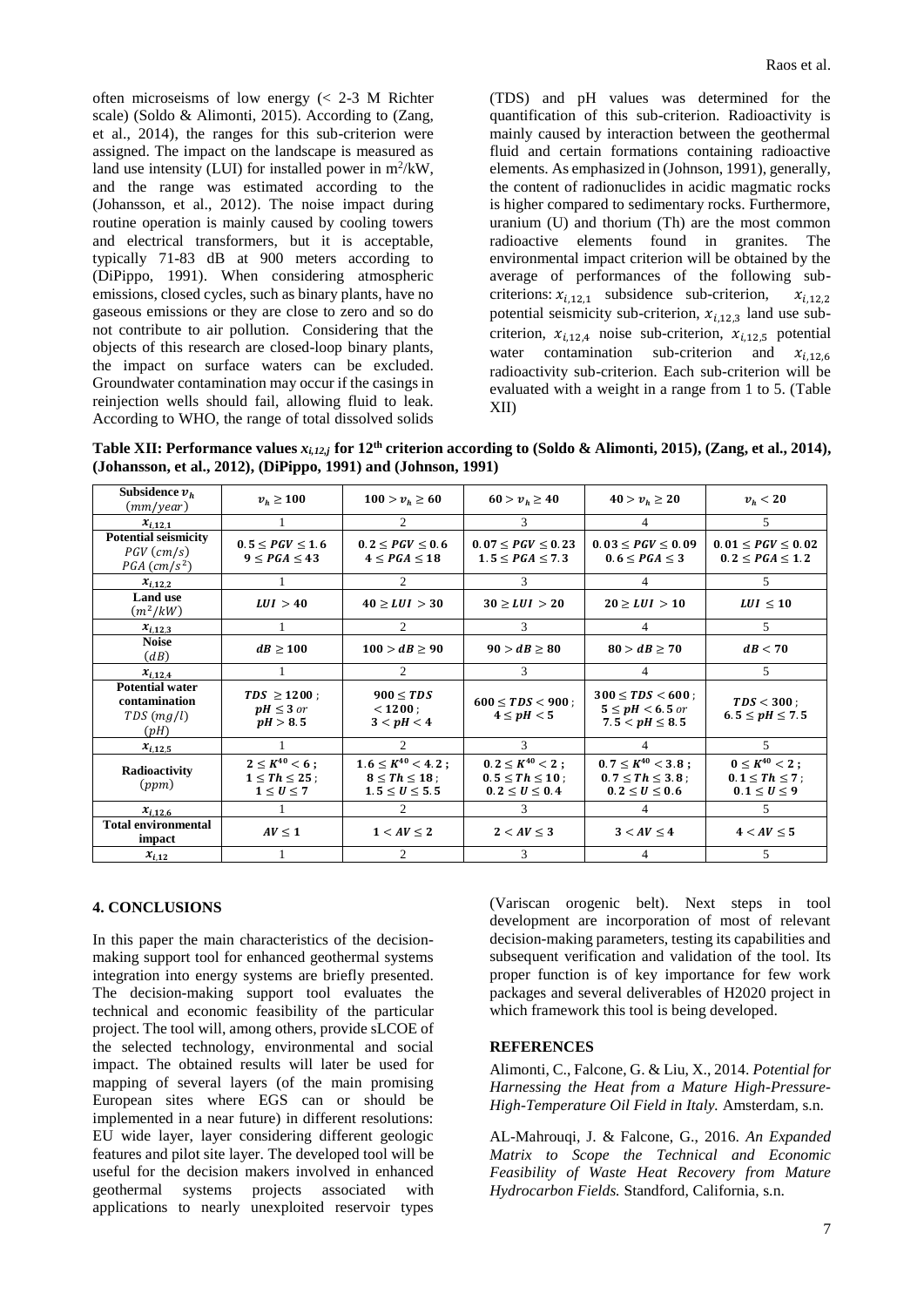often microseisms of low energy (< 2-3 M Richter scale) (Soldo & Alimonti, 2015). According to (Zang, et al., 2014), the ranges for this sub-criterion were assigned. The impact on the landscape is measured as land use intensity (LUI) for installed power in $m^2$/kW, and the range was estimated according to the (Johansson, et al., 2012). The noise impact during routine operation is mainly caused by cooling towers and electrical transformers, but it is acceptable, typically 71-83 dB at 900 meters according to (DiPippo, 1991). When considering atmospheric emissions, closed cycles, such as binary plants, have no gaseous emissions or they are close to zero and so do not contribute to air pollution. Considering that the objects of this research are closed-loop binary plants, the impact on surface waters can be excluded. Groundwater contamination may occur if the casings in reinjection wells should fail, allowing fluid to leak. According to WHO, the range of total dissolved solids (TDS) and pH values was determined for the quantification of this sub-criterion. Radioactivity is mainly caused by interaction between the geothermal fluid and certain formations containing radioactive elements. As emphasized in (Johnson, 1991), generally, the content of radionuclides in acidic magmatic rocks is higher compared to sedimentary rocks. Furthermore, uranium (U) and thorium (Th) are the most common radioactive elements found in granites. The environmental impact criterion will be obtained by the average of performances of the following sub-criterions: $x_{i,12,1}$ subsidence sub-criterion, $x_{i,12,2}$ potential seismicity sub-criterion, $x_{i,12,3}$ land use sub-criterion, $x_{i,12,4}$ noise sub-criterion, $x_{i,12,5}$ potential water contamination sub-criterion and $x_{i,12,6}$ radioactivity sub-criterion. Each sub-criterion will be evaluated with a weight in a range from 1 to 5. (Table XII)

**Table XII: Performance values $x_{i,12,j}$ for 12th criterion according to (Soldo & Alimonti, 2015), (Zang, et al., 2014), (Johansson, et al., 2012), (DiPippo, 1991) and (Johnson, 1991)**

| **Subsidence $v_h$** $(mm/year)$ | $v_h \geq 100$ | $100 > v_h \geq 60$ | $60 > v_h \geq 40$ | $40 > v_h \geq 20$ | $v_h < 20$ |
|---|---|---|---|---|---|
| $x_{i,12,1}$ | 1 | 2 | 3 | 4 | 5 |
| **Potential seismicity** $PGV\ (cm/s)$ $PGA\ (cm/s^2)$ | $0.5 \leq PGV \leq 1.6$ $9 \leq PGA \leq 43$ | $0.2 \leq PGV \leq 0.6$ $4 \leq PGA \leq 18$ | $0.07 \leq PGV \leq 0.23$ $1.5 \leq PGA \leq 7.3$ | $0.03 \leq PGV \leq 0.09$ $0.6 \leq PGA \leq 3$ | $0.01 \leq PGV \leq 0.02$ $0.2 \leq PGA \leq 1.2$ |
| $x_{i,12,2}$ | 1 | 2 | 3 | 4 | 5 |
| **Land use** $(m^2/kW)$ | $LUI > 40$ | $40 \geq LUI > 30$ | $30 \geq LUI > 20$ | $20 \geq LUI > 10$ | $LUI \leq 10$ |
| $x_{i,12,3}$ | 1 | 2 | 3 | 4 | 5 |
| **Noise** $(dB)$ | $dB \geq 100$ | $100 > dB \geq 90$ | $90 > dB \geq 80$ | $80 > dB \geq 70$ | $dB < 70$ |
| $x_{i,12,4}$ | 1 | 2 | 3 | 4 | 5 |
| **Potential water contamination** $TDS\ (mg/l)$ $(pH)$ | $TDS \geq 1200$; $pH \leq 3$ or $pH > 8.5$ | $900 \leq TDS < 1200$; $3 < pH < 4$ | $600 \leq TDS < 900$; $4 \leq pH < 5$ | $300 \leq TDS < 600$; $5 \leq pH < 6.5$ or $7.5 < pH \leq 8.5$ | $TDS < 300$; $6.5 \leq pH \leq 7.5$ |
| $x_{i,12,5}$ | 1 | 2 | 3 | 4 | 5 |
| **Radioactivity** $(ppm)$ | $2 \leq K^{40} < 6$; $1 \leq Th \leq 25$; $1 \leq U \leq 7$ | $1.6 \leq K^{40} < 4.2$; $8 \leq Th \leq 18$; $1.5 \leq U \leq 5.5$ | $0.2 \leq K^{40} < 2$; $0.5 \leq Th \leq 10$; $0.2 \leq U \leq 0.4$ | $0.7 \leq K^{40} < 3.8$; $0.7 \leq Th \leq 3.8$; $0.2 \leq U \leq 0.6$ | $0 \leq K^{40} < 2$; $0.1 \leq Th \leq 7$; $0.1 \leq U \leq 9$ |
| $x_{i,12,6}$ | 1 | 2 | 3 | 4 | 5 |
| **Total environmental impact** | $AV \leq 1$ | $1 < AV \leq 2$ | $2 < AV \leq 3$ | $3 < AV \leq 4$ | $4 < AV \leq 5$ |
| $x_{i,12}$ | 1 | 2 | 3 | 4 | 5 |

## 4. CONCLUSIONS

In this paper the main characteristics of the decision-making support tool for enhanced geothermal systems integration into energy systems are briefly presented. The decision-making support tool evaluates the technical and economic feasibility of the particular project. The tool will, among others, provide sLCOE of the selected technology, environmental and social impact. The obtained results will later be used for mapping of several layers (of the main promising European sites where EGS can or should be implemented in a near future) in different resolutions: EU wide layer, layer considering different geologic features and pilot site layer. The developed tool will be useful for the decision makers involved in enhanced geothermal systems projects associated with applications to nearly unexploited reservoir types (Variscan orogenic belt). Next steps in tool development are incorporation of most of relevant decision-making parameters, testing its capabilities and subsequent verification and validation of the tool. Its proper function is of key importance for few work packages and several deliverables of H2020 project in which framework this tool is being developed.

## REFERENCES

Alimonti, C., Falcone, G. & Liu, X., 2014. *Potential for Harnessing the Heat from a Mature High-Pressure-High-Temperature Oil Field in Italy.* Amsterdam, s.n.

AL-Mahrouqi, J. & Falcone, G., 2016. *An Expanded Matrix to Scope the Technical and Economic Feasibility of Waste Heat Recovery from Mature Hydrocarbon Fields.* Standford, California, s.n.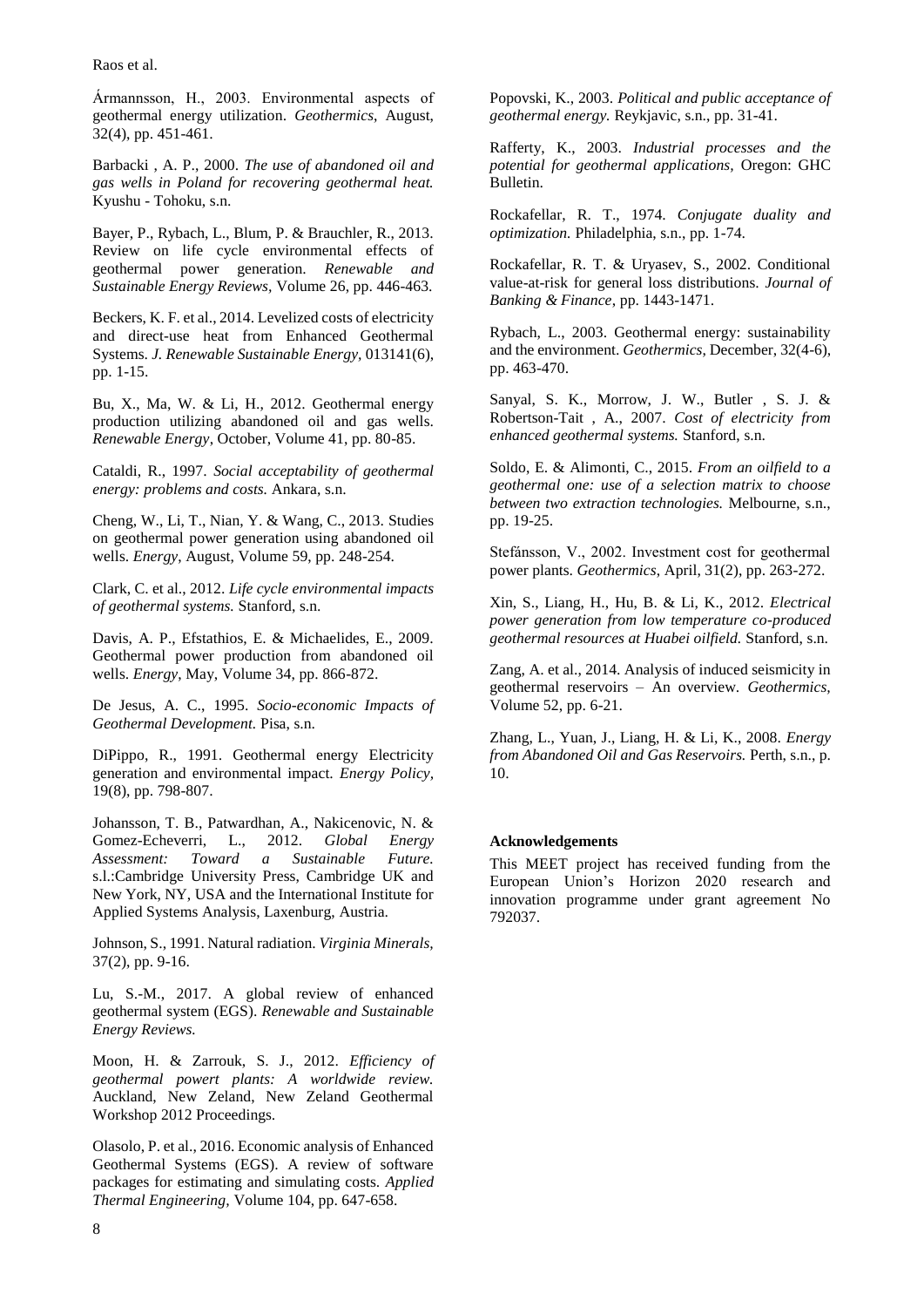Ármannsson, H., 2003. Environmental aspects of geothermal energy utilization. *Geothermics*, August, 32(4), pp. 451-461.

Barbacki , A. P., 2000. *The use of abandoned oil and gas wells in Poland for recovering geothermal heat.* Kyushu - Tohoku, s.n.

Bayer, P., Rybach, L., Blum, P. & Brauchler, R., 2013. Review on life cycle environmental effects of geothermal power generation. *Renewable and Sustainable Energy Reviews*, Volume 26, pp. 446-463.

Beckers, K. F. et al., 2014. Levelized costs of electricity and direct-use heat from Enhanced Geothermal Systems. *J. Renewable Sustainable Energy*, 013141(6), pp. 1-15.

Bu, X., Ma, W. & Li, H., 2012. Geothermal energy production utilizing abandoned oil and gas wells. *Renewable Energy*, October, Volume 41, pp. 80-85.

Cataldi, R., 1997. *Social acceptability of geothermal energy: problems and costs.* Ankara, s.n.

Cheng, W., Li, T., Nian, Y. & Wang, C., 2013. Studies on geothermal power generation using abandoned oil wells. *Energy*, August, Volume 59, pp. 248-254.

Clark, C. et al., 2012. *Life cycle environmental impacts of geothermal systems.* Stanford, s.n.

Davis, A. P., Efstathios, E. & Michaelides, E., 2009. Geothermal power production from abandoned oil wells. *Energy*, May, Volume 34, pp. 866-872.

De Jesus, A. C., 1995. *Socio-economic Impacts of Geothermal Development.* Pisa, s.n.

DiPippo, R., 1991. Geothermal energy Electricity generation and environmental impact. *Energy Policy*, 19(8), pp. 798-807.

Johansson, T. B., Patwardhan, A., Nakicenovic, N. & Gomez-Echeverri, L., 2012. *Global Energy Assessment: Toward a Sustainable Future.* s.l.:Cambridge University Press, Cambridge UK and New York, NY, USA and the International Institute for Applied Systems Analysis, Laxenburg, Austria.

Johnson, S., 1991. Natural radiation. *Virginia Minerals*, 37(2), pp. 9-16.

Lu, S.-M., 2017. A global review of enhanced geothermal system (EGS). *Renewable and Sustainable Energy Reviews.*

Moon, H. & Zarrouk, S. J., 2012. *Efficiency of geothermal powert plants: A worldwide review.* Auckland, New Zeland, New Zeland Geothermal Workshop 2012 Proceedings.

Olasolo, P. et al., 2016. Economic analysis of Enhanced Geothermal Systems (EGS). A review of software packages for estimating and simulating costs. *Applied Thermal Engineering*, Volume 104, pp. 647-658.

Popovski, K., 2003. *Political and public acceptance of geothermal energy.* Reykjavic, s.n., pp. 31-41.

Rafferty, K., 2003. *Industrial processes and the potential for geothermal applications,* Oregon: GHC Bulletin.

Rockafellar, R. T., 1974. *Conjugate duality and optimization.* Philadelphia, s.n., pp. 1-74.

Rockafellar, R. T. & Uryasev, S., 2002. Conditional value-at-risk for general loss distributions. *Journal of Banking & Finance*, pp. 1443-1471.

Rybach, L., 2003. Geothermal energy: sustainability and the environment. *Geothermics*, December, 32(4-6), pp. 463-470.

Sanyal, S. K., Morrow, J. W., Butler , S. J. & Robertson-Tait , A., 2007. *Cost of electricity from enhanced geothermal systems.* Stanford, s.n.

Soldo, E. & Alimonti, C., 2015. *From an oilfield to a geothermal one: use of a selection matrix to choose between two extraction technologies.* Melbourne, s.n., pp. 19-25.

Stefánsson, V., 2002. Investment cost for geothermal power plants. *Geothermics*, April, 31(2), pp. 263-272.

Xin, S., Liang, H., Hu, B. & Li, K., 2012. *Electrical power generation from low temperature co-produced geothermal resources at Huabei oilfield.* Stanford, s.n.

Zang, A. et al., 2014. Analysis of induced seismicity in geothermal reservoirs – An overview. *Geothermics*, Volume 52, pp. 6-21.

Zhang, L., Yuan, J., Liang, H. & Li, K., 2008. *Energy from Abandoned Oil and Gas Reservoirs.* Perth, s.n., p. 10.

## Acknowledgements

This MEET project has received funding from the European Union's Horizon 2020 research and innovation programme under grant agreement No 792037.